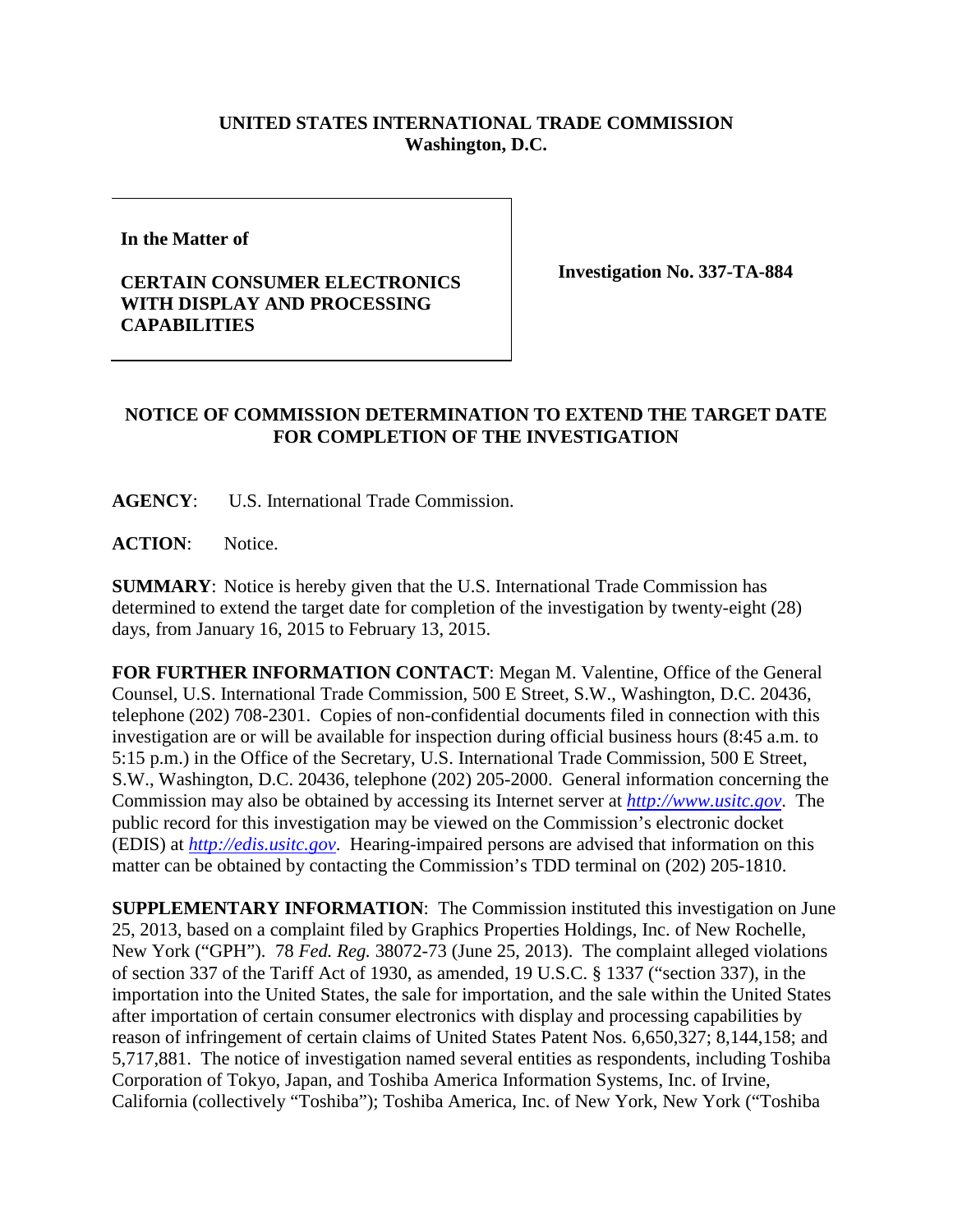**UNITED STATES INTERNATIONAL TRADE COMMISSION**
**Washington, D.C.**

| In the Matter of<br><br>**CERTAIN CONSUMER ELECTRONICS WITH DISPLAY AND PROCESSING CAPABILITIES** | **Investigation No. 337-TA-884** |
|---|---|

**NOTICE OF COMMISSION DETERMINATION TO EXTEND THE TARGET DATE FOR COMPLETION OF THE INVESTIGATION**

**AGENCY**: U.S. International Trade Commission.

**ACTION**: Notice.

**SUMMARY**: Notice is hereby given that the U.S. International Trade Commission has determined to extend the target date for completion of the investigation by twenty-eight (28) days, from January 16, 2015 to February 13, 2015.

**FOR FURTHER INFORMATION CONTACT**: Megan M. Valentine, Office of the General Counsel, U.S. International Trade Commission, 500 E Street, S.W., Washington, D.C. 20436, telephone (202) 708-2301. Copies of non-confidential documents filed in connection with this investigation are or will be available for inspection during official business hours (8:45 a.m. to 5:15 p.m.) in the Office of the Secretary, U.S. International Trade Commission, 500 E Street, S.W., Washington, D.C. 20436, telephone (202) 205-2000. General information concerning the Commission may also be obtained by accessing its Internet server at *http://www.usitc.gov*. The public record for this investigation may be viewed on the Commission's electronic docket (EDIS) at *http://edis.usitc.gov*. Hearing-impaired persons are advised that information on this matter can be obtained by contacting the Commission's TDD terminal on (202) 205-1810.

**SUPPLEMENTARY INFORMATION**: The Commission instituted this investigation on June 25, 2013, based on a complaint filed by Graphics Properties Holdings, Inc. of New Rochelle, New York ("GPH"). 78 *Fed. Reg.* 38072-73 (June 25, 2013). The complaint alleged violations of section 337 of the Tariff Act of 1930, as amended, 19 U.S.C. § 1337 ("section 337), in the importation into the United States, the sale for importation, and the sale within the United States after importation of certain consumer electronics with display and processing capabilities by reason of infringement of certain claims of United States Patent Nos. 6,650,327; 8,144,158; and 5,717,881. The notice of investigation named several entities as respondents, including Toshiba Corporation of Tokyo, Japan, and Toshiba America Information Systems, Inc. of Irvine, California (collectively "Toshiba"); Toshiba America, Inc. of New York, New York ("Toshiba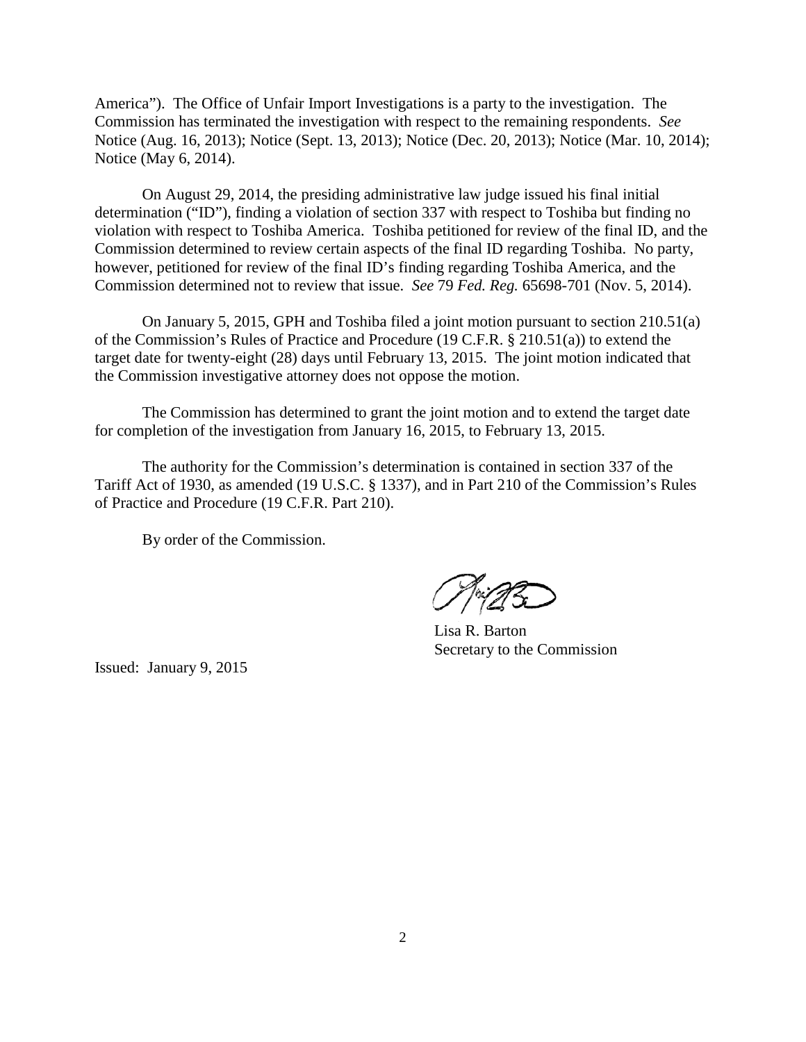America"). The Office of Unfair Import Investigations is a party to the investigation. The Commission has terminated the investigation with respect to the remaining respondents. *See* Notice (Aug. 16, 2013); Notice (Sept. 13, 2013); Notice (Dec. 20, 2013); Notice (Mar. 10, 2014); Notice (May 6, 2014).

On August 29, 2014, the presiding administrative law judge issued his final initial determination ("ID"), finding a violation of section 337 with respect to Toshiba but finding no violation with respect to Toshiba America. Toshiba petitioned for review of the final ID, and the Commission determined to review certain aspects of the final ID regarding Toshiba. No party, however, petitioned for review of the final ID's finding regarding Toshiba America, and the Commission determined not to review that issue. *See* 79 *Fed. Reg.* 65698-701 (Nov. 5, 2014).

On January 5, 2015, GPH and Toshiba filed a joint motion pursuant to section 210.51(a) of the Commission's Rules of Practice and Procedure (19 C.F.R. § 210.51(a)) to extend the target date for twenty-eight (28) days until February 13, 2015. The joint motion indicated that the Commission investigative attorney does not oppose the motion.

The Commission has determined to grant the joint motion and to extend the target date for completion of the investigation from January 16, 2015, to February 13, 2015.

The authority for the Commission's determination is contained in section 337 of the Tariff Act of 1930, as amended (19 U.S.C. § 1337), and in Part 210 of the Commission's Rules of Practice and Procedure (19 C.F.R. Part 210).

By order of the Commission.

Lisa R. Barton
Secretary to the Commission

Issued: January 9, 2015